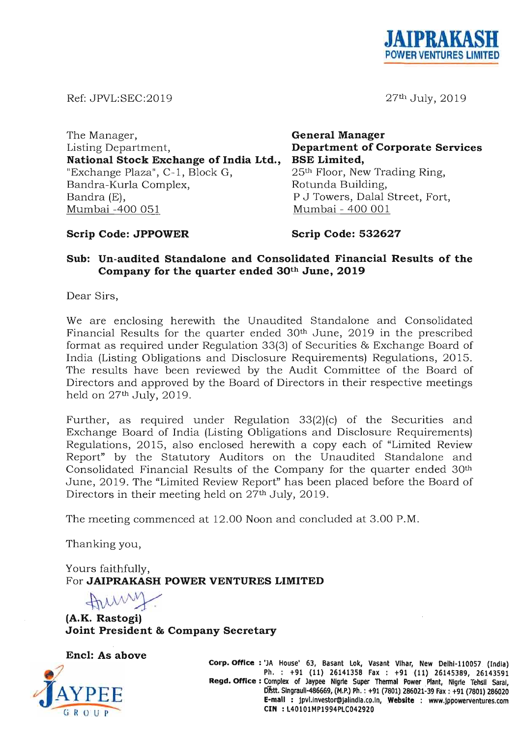**JAIPRAKASH POWER VENTURES LIMITED**

Ref: JPVL:SEC:2019

27th July, 2019

The Manager,
Listing Department,
**National Stock Exchange of India Ltd.,**
"Exchange Plaza", C-1, Block G,
Bandra-Kurla Complex,
Bandra (E),
Mumbai -400 051

**Scrip Code: JPPOWER**

**General Manager**
**Department of Corporate Services**
**BSE Limited,**
25th Floor, New Trading Ring,
Rotunda Building,
P J Towers, Dalal Street, Fort,
Mumbai - 400 001

**Scrip Code: 532627**

**Sub: Un-audited Standalone and Consolidated Financial Results of the Company for the quarter ended 30th June, 2019**

Dear Sirs,

We are enclosing herewith the Unaudited Standalone and Consolidated Financial Results for the quarter ended 30th June, 2019 in the prescribed format as required under Regulation 33(3) of Securities & Exchange Board of India (Listing Obligations and Disclosure Requirements) Regulations, 2015. The results have been reviewed by the Audit Committee of the Board of Directors and approved by the Board of Directors in their respective meetings held on 27th July, 2019.

Further, as required under Regulation 33(2)(c) of the Securities and Exchange Board of India (Listing Obligations and Disclosure Requirements) Regulations, 2015, also enclosed herewith a copy each of "Limited Review Report" by the Statutory Auditors on the Unaudited Standalone and Consolidated Financial Results of the Company for the quarter ended 30th June, 2019. The "Limited Review Report" has been placed before the Board of Directors in their meeting held on 27th July, 2019.

The meeting commenced at 12.00 Noon and concluded at 3.00 P.M.

Thanking you,

Yours faithfully,
For **JAIPRAKASH POWER VENTURES LIMITED**

**(A.K. Rastogi)**
**Joint President & Company Secretary**

**Encl: As above**

JAYPEE GROUP

**Corp. Office :** 'JA House' 63, Basant Lok, Vasant Vihar, New Delhi-110057 (India)
Ph. : +91 (11) 26141358 Fax : +91 (11) 26145389, 26143591
**Regd. Office :** Complex of Jaypee Nigrie Super Thermal Power Plant, Nigrie Tehsil Sarai, Distt. Singrauli-486669, (M.P.) Ph. : +91 (7801) 286021-39 Fax : +91 (7801) 286020
**E-mail :** jpvl.investor@jalindia.co.in, **Website :** www.jppowerventures.com
**CIN :** L40101MP1994PLC042920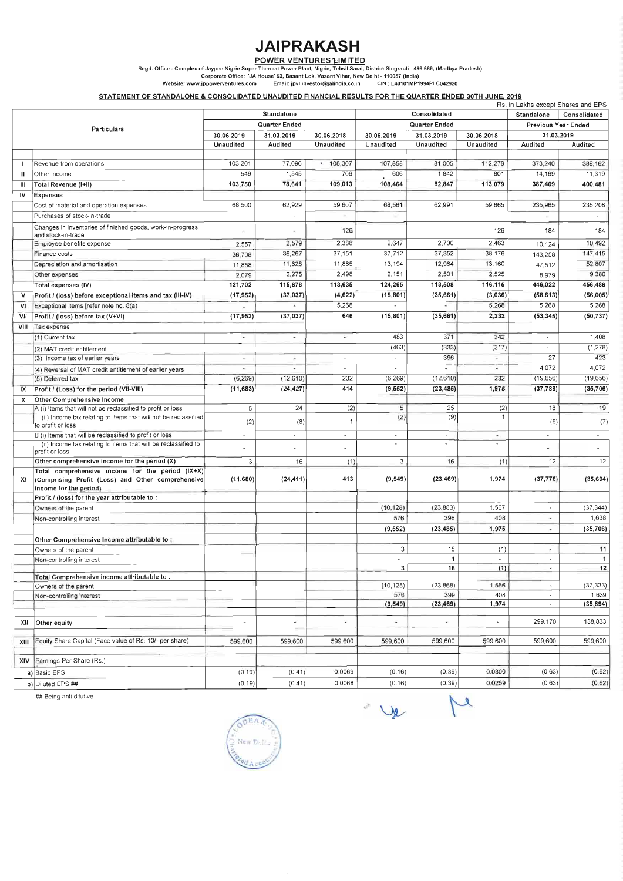# JAIPRAKASH

## POWER VENTURES LIMITED

Regd. Office : Complex of Jaypee Nigrie Super Thermal Power Plant, Nigrie, Tehsil Sarai, District Singrauli - 486 669, (Madhya Pradesh)
Corporate Office: 'JA House' 63, Basant Lok, Vasant Vihar, New Delhi - 110057 (India)
Website: www.jppowerventures.com Email: jpvl.investor@jalindia.co.in CIN : L40101MP1994PLC042920

### STATEMENT OF STANDALONE & CONSOLIDATED UNAUDITED FINANCIAL RESULTS FOR THE QUARTER ENDED 30TH JUNE, 2019

Rs. in Lakhs except Shares and EPS

| | Particulars | Standalone | | | Consolidated | | | Standalone | Consolidated |
|---|---|---|---|---|---|---|---|---|---|
| | | Quarter Ended | | | Quarter Ended | | | Previous Year Ended | |
| | | 30.06.2019 | 31.03.2019 | 30.06.2018 | 30.06.2019 | 31.03.2019 | 30.06.2018 | 31.03.2019 | |
| | | Unaudited | Audited | Unaudited | Unaudited | Unaudited | Unaudited | Audited | Audited |
| I | Revenue from operations | 103,201 | 77,096 | 108,307 | 107,858 | 81,005 | 112,278 | 373,240 | 389,162 |
| II | Other income | 549 | 1,545 | 706 | 606 | 1,842 | 801 | 14,169 | 11,319 |
| III | Total Revenue (I+II) | 103,750 | 78,641 | 109,013 | 108,464 | 82,847 | 113,079 | 387,409 | 400,481 |
| IV | Expenses | | | | | | | | |
| | Cost of material and operation expenses | 68,500 | 62,929 | 59,607 | 68,561 | 62,991 | 59,665 | 235,965 | 236,208 |
| | Purchases of stock-in-trade | - | - | - | - | - | - | - | - |
| | Changes in inventories of finished goods, work-in-progress and stock-in-trade | - | - | 126 | - | - | 126 | 184 | 184 |
| | Employee benefits expense | 2,557 | 2,579 | 2,388 | 2,647 | 2,700 | 2,463 | 10,124 | 10,492 |
| | Finance costs | 36,708 | 36,267 | 37,151 | 37,712 | 37,352 | 38,176 | 143,258 | 147,415 |
| | Depreciation and amortisation | 11,858 | 11,628 | 11,865 | 13,194 | 12,964 | 13,160 | 47,512 | 52,807 |
| | Other expenses | 2,079 | 2,275 | 2,498 | 2,151 | 2,501 | 2,525 | 8,979 | 9,380 |
| | Total expenses (IV) | 121,702 | 115,678 | 113,635 | 124,265 | 118,508 | 116,115 | 446,022 | 456,486 |
| V | Profit / (loss) before exceptional items and tax (III-IV) | (17,952) | (37,037) | (4,622) | (15,801) | (35,661) | (3,036) | (58,613) | (56,005) |
| VI | Exceptional items [refer note no. 8(a) | - | - | 5,268 | - | - | 5,268 | 5,268 | 5,268 |
| VII | Profit / (loss) before tax (V+VI) | (17,952) | (37,037) | 646 | (15,801) | (35,661) | 2,232 | (53,345) | (50,737) |
| VIII | Tax expense | | | | | | | | |
| | (1) Current tax | - | - | - | 483 | 371 | 342 | - | 1,408 |
| | (2) MAT credit entitlement | | | | (463) | (333) | (317) | - | (1,278) |
| | (3) Income tax of earlier years | - | - | - | - | 396 | - | 27 | 423 |
| | (4) Reversal of MAT credit entitlement of earlier years | - | - | - | - | - | - | 4,072 | 4,072 |
| | (5) Deferred tax | (6,269) | (12,610) | 232 | (6,269) | (12,610) | 232 | (19,656) | (19,656) |
| IX | Profit / (Loss) for the period (VII-VIII) | (11,683) | (24,427) | 414 | (9,552) | (23,485) | 1,976 | (37,788) | (35,706) |
| X | Other Comprehensive Income | | | | | | | | |
| | A (i) Items that will not be reclassified to profit or loss | 5 | 24 | (2) | 5 | 25 | (2) | 18 | 19 |
| | (ii) Income tax relating to items that will not be reclassified to profit or loss | (2) | (8) | 1 | (2) | (9) | 1 | (6) | (7) |
| | B (i) Items that will be reclassified to profit or loss | - | - | - | - | - | - | - | - |
| | (ii) Income tax relating to items that will be reclassified to profit or loss | - | - | - | - | - | - | - | - |
| | Other comprehensive income for the period (X) | 3 | 16 | (1) | 3 | 16 | (1) | 12 | 12 |
| XI | Total comprehensive income for the period (IX+X) (Comprising Profit (Loss) and Other comprehensive income for the period) | (11,680) | (24,411) | 413 | (9,549) | (23,469) | 1,974 | (37,776) | (35,694) |
| | Profit / (loss) for the year attributable to : | | | | | | | | |
| | Owners of the parent | | | | (10,128) | (23,883) | 1,567 | - | (37,344) |
| | Non-controlling interest | | | | 576 | 398 | 408 | - | 1,638 |
| | | | | | (9,552) | (23,485) | 1,975 | - | (35,706) |
| | Other Comprehensive Income attributable to : | | | | | | | | |
| | Owners of the parent | | | | 3 | 15 | (1) | - | 11 |
| | Non-controlling interest | | | | - | 1 | - | - | 1 |
| | | | | | 3 | 16 | (1) | - | 12 |
| | Total Comprehensive income attributable to : | | | | | | | | |
| | Owners of the parent | | | | (10,125) | (23,868) | 1,566 | - | (37,333) |
| | Non-controlling interest | | | | 576 | 399 | 408 | - | 1,639 |
| | | | | | (9,549) | (23,469) | 1,974 | - | (35,694) |
| XII | Other equity | - | - | - | - | - | - | 299,170 | 138,833 |
| XIII | Equity Share Capital (Face value of Rs. 10/- per share) | 599,600 | 599,600 | 599,600 | 599,600 | 599,600 | 599,600 | 599,600 | 599,600 |
| XIV | Earnings Per Share (Rs.) | | | | | | | | |
| a) | Basic EPS | (0.19) | (0.41) | 0.0069 | (0.16) | (0.39) | 0.0300 | (0.63) | (0.62) |
| b) | Diluted EPS ## | (0.19) | (0.41) | 0.0068 | (0.16) | (0.39) | 0.0259 | (0.63) | (0.62) |

## Being anti dilutive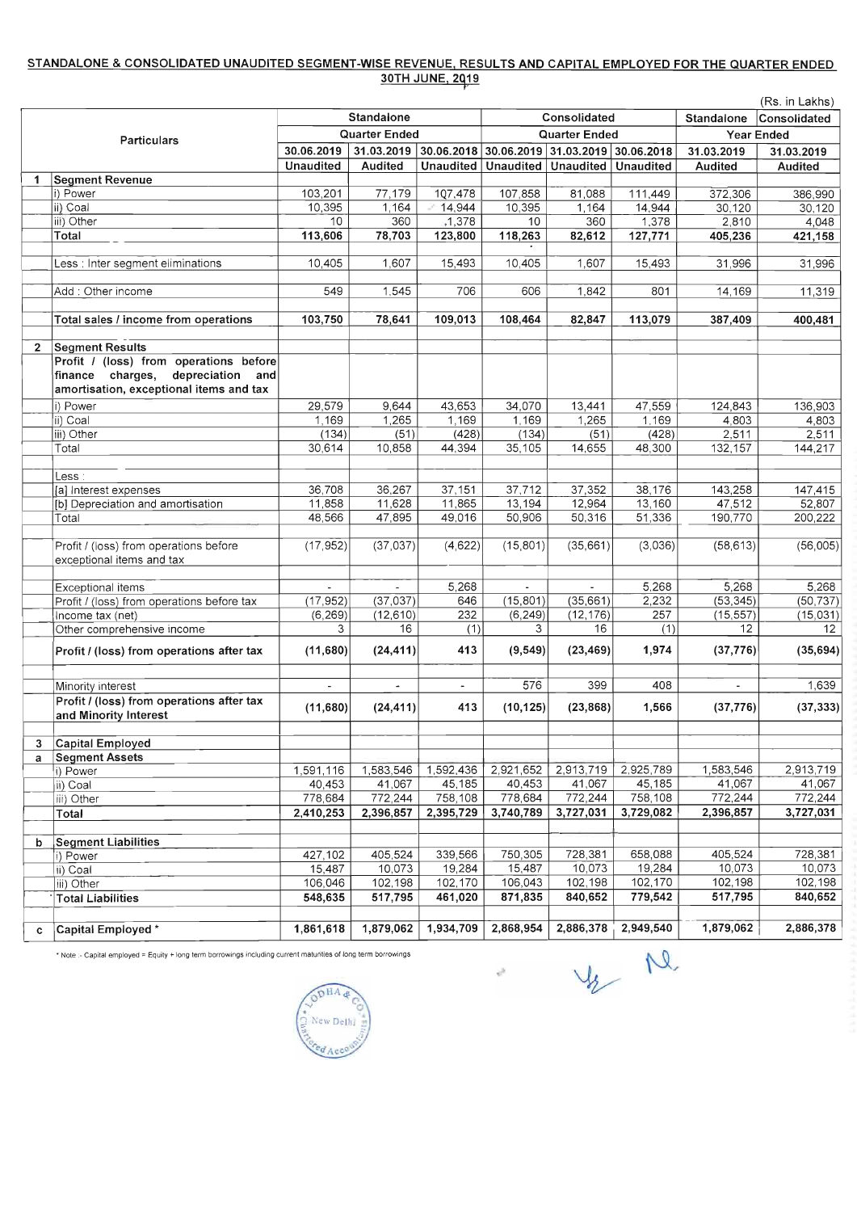## STANDALONE & CONSOLIDATED UNAUDITED SEGMENT-WISE REVENUE, RESULTS AND CAPITAL EMPLOYED FOR THE QUARTER ENDED 30TH JUNE, 2019

(Rs. in Lakhs)

| | Particulars | Standalone | | | Consolidated | | | Standalone | Consolidated |
|---|---|---|---|---|---|---|---|---|---|
| | | Quarter Ended | | | Quarter Ended | | | Year Ended | |
| | | 30.06.2019 | 31.03.2019 | 30.06.2018 | 30.06.2019 | 31.03.2019 | 30.06.2018 | 31.03.2019 | 31.03.2019 |
| | | Unaudited | Audited | Unaudited | Unaudited | Unaudited | Unaudited | Audited | Audited |
| 1 | **Segment Revenue** | | | | | | | | |
| | i) Power | 103,201 | 77,179 | 107,478 | 107,858 | 81,088 | 111,449 | 372,306 | 386,990 |
| | ii) Coal | 10,395 | 1,164 | 14,944 | 10,395 | 1,164 | 14,944 | 30,120 | 30,120 |
| | iii) Other | 10 | 360 | 1,378 | 10 | 360 | 1,378 | 2,810 | 4,048 |
| | **Total** | **113,606** | **78,703** | **123,800** | **118,263** | **82,612** | **127,771** | **405,236** | **421,158** |
| | Less : Inter segment eliminations | 10,405 | 1,607 | 15,493 | 10,405 | 1,607 | 15,493 | 31,996 | 31,996 |
| | Add : Other income | 549 | 1,545 | 706 | 606 | 1,842 | 801 | 14,169 | 11,319 |
| | **Total sales / income from operations** | **103,750** | **78,641** | **109,013** | **108,464** | **82,847** | **113,079** | **387,409** | **400,481** |
| 2 | **Segment Results** | | | | | | | | |
| | **Profit / (loss) from operations before finance charges, depreciation and amortisation, exceptional items and tax** | | | | | | | | |
| | i) Power | 29,579 | 9,644 | 43,653 | 34,070 | 13,441 | 47,559 | 124,843 | 136,903 |
| | ii) Coal | 1,169 | 1,265 | 1,169 | 1,169 | 1,265 | 1,169 | 4,803 | 4,803 |
| | iii) Other | (134) | (51) | (428) | (134) | (51) | (428) | 2,511 | 2,511 |
| | Total | 30,614 | 10,858 | 44,394 | 35,105 | 14,655 | 48,300 | 132,157 | 144,217 |
| | Less : | | | | | | | | |
| | [a] Interest expenses | 36,708 | 36,267 | 37,151 | 37,712 | 37,352 | 38,176 | 143,258 | 147,415 |
| | [b] Depreciation and amortisation | 11,858 | 11,628 | 11,865 | 13,194 | 12,964 | 13,160 | 47,512 | 52,807 |
| | Total | 48,566 | 47,895 | 49,016 | 50,906 | 50,316 | 51,336 | 190,770 | 200,222 |
| | Profit / (loss) from operations before exceptional items and tax | (17,952) | (37,037) | (4,622) | (15,801) | (35,661) | (3,036) | (58,613) | (56,005) |
| | Exceptional items | - | - | 5,268 | - | - | 5,268 | 5,268 | 5,268 |
| | Profit / (loss) from operations before tax | (17,952) | (37,037) | 646 | (15,801) | (35,661) | 2,232 | (53,345) | (50,737) |
| | Income tax (net) | (6,269) | (12,610) | 232 | (6,249) | (12,176) | 257 | (15,557) | (15,031) |
| | Other comprehensive income | 3 | 16 | (1) | 3 | 16 | (1) | 12 | 12 |
| | **Profit / (loss) from operations after tax** | **(11,680)** | **(24,411)** | **413** | **(9,549)** | **(23,469)** | **1,974** | **(37,776)** | **(35,694)** |
| | Minority interest | - | - | - | 576 | 399 | 408 | - | 1,639 |
| | **Profit / (loss) from operations after tax and Minority Interest** | **(11,680)** | **(24,411)** | **413** | **(10,125)** | **(23,868)** | **1,566** | **(37,776)** | **(37,333)** |
| 3 | **Capital Employed** | | | | | | | | |
| a | **Segment Assets** | | | | | | | | |
| | i) Power | 1,591,116 | 1,583,546 | 1,592,436 | 2,921,652 | 2,913,719 | 2,925,789 | 1,583,546 | 2,913,719 |
| | ii) Coal | 40,453 | 41,067 | 45,185 | 40,453 | 41,067 | 45,185 | 41,067 | 41,067 |
| | iii) Other | 778,684 | 772,244 | 758,108 | 778,684 | 772,244 | 758,108 | 772,244 | 772,244 |
| | **Total** | **2,410,253** | **2,396,857** | **2,395,729** | **3,740,789** | **3,727,031** | **3,729,082** | **2,396,857** | **3,727,031** |
| b | **Segment Liabilities** | | | | | | | | |
| | i) Power | 427,102 | 405,524 | 339,566 | 750,305 | 728,381 | 658,088 | 405,524 | 728,381 |
| | ii) Coal | 15,487 | 10,073 | 19,284 | 15,487 | 10,073 | 19,284 | 10,073 | 10,073 |
| | iii) Other | 106,046 | 102,198 | 102,170 | 106,043 | 102,198 | 102,170 | 102,198 | 102,198 |
| | **Total Liabilities** | **548,635** | **517,795** | **461,020** | **871,835** | **840,652** | **779,542** | **517,795** | **840,652** |
| c | **Capital Employed *** | **1,861,618** | **1,879,062** | **1,934,709** | **2,868,954** | **2,886,378** | **2,949,540** | **1,879,062** | **2,886,378** |

* Note :- Capital employed = Equity + long term borrowings including current maturities of long term borrowings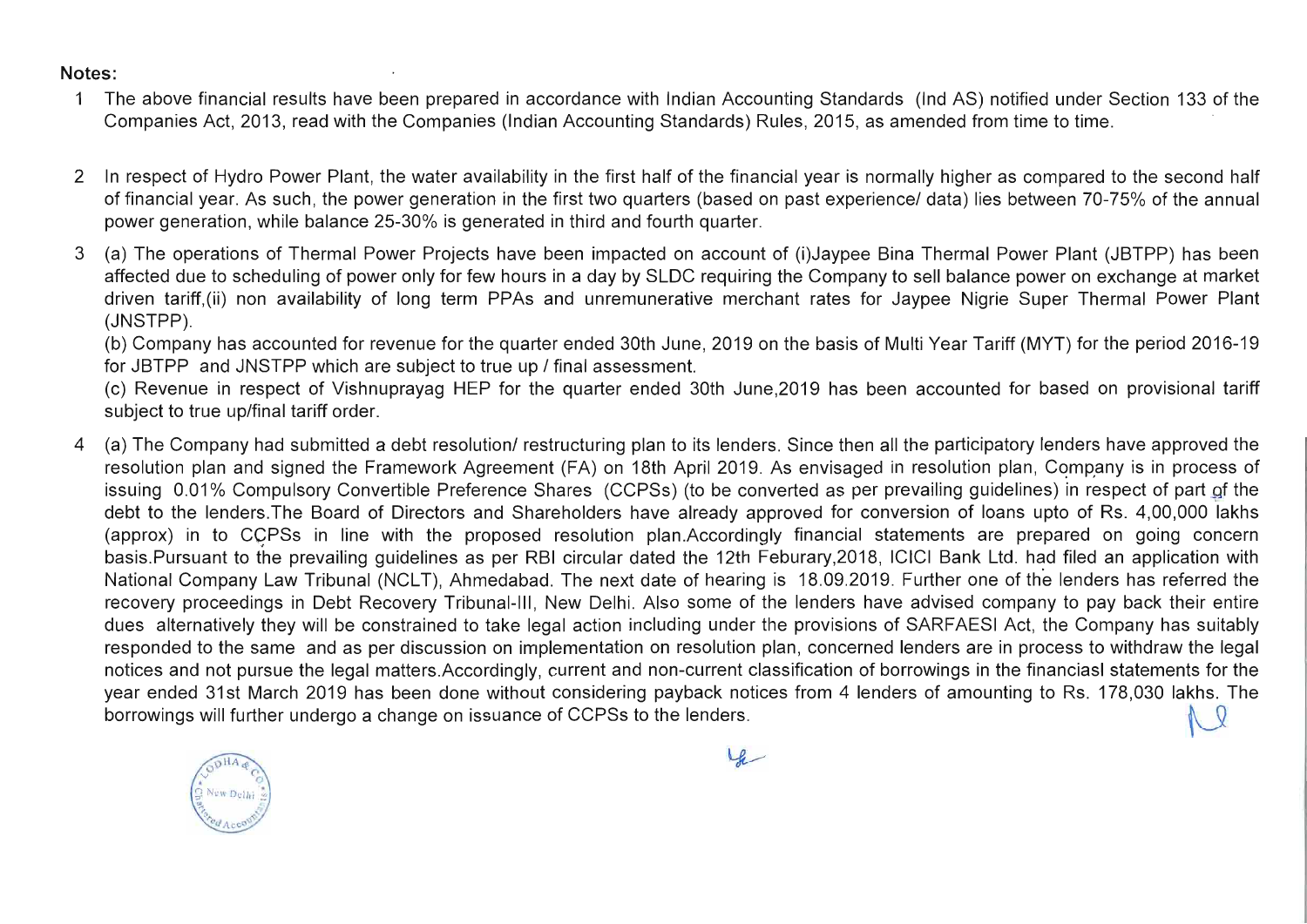**Notes:**

1. The above financial results have been prepared in accordance with Indian Accounting Standards (Ind AS) notified under Section 133 of the Companies Act, 2013, read with the Companies (Indian Accounting Standards) Rules, 2015, as amended from time to time.

2. In respect of Hydro Power Plant, the water availability in the first half of the financial year is normally higher as compared to the second half of financial year. As such, the power generation in the first two quarters (based on past experience/ data) lies between 70-75% of the annual power generation, while balance 25-30% is generated in third and fourth quarter.

3. (a) The operations of Thermal Power Projects have been impacted on account of (i)Jaypee Bina Thermal Power Plant (JBTPP) has been affected due to scheduling of power only for few hours in a day by SLDC requiring the Company to sell balance power on exchange at market driven tariff,(ii) non availability of long term PPAs and unremunerative merchant rates for Jaypee Nigrie Super Thermal Power Plant (JNSTPP).
   (b) Company has accounted for revenue for the quarter ended 30th June, 2019 on the basis of Multi Year Tariff (MYT) for the period 2016-19 for JBTPP and JNSTPP which are subject to true up / final assessment.
   (c) Revenue in respect of Vishnuprayag HEP for the quarter ended 30th June,2019 has been accounted for based on provisional tariff subject to true up/final tariff order.

4. (a) The Company had submitted a debt resolution/ restructuring plan to its lenders. Since then all the participatory lenders have approved the resolution plan and signed the Framework Agreement (FA) on 18th April 2019. As envisaged in resolution plan, Company is in process of issuing 0.01% Compulsory Convertible Preference Shares (CCPSs) (to be converted as per prevailing guidelines) in respect of part of the debt to the lenders.The Board of Directors and Shareholders have already approved for conversion of loans upto of Rs. 4,00,000 lakhs (approx) in to CCPSs in line with the proposed resolution plan.Accordingly financial statements are prepared on going concern basis.Pursuant to the prevailing guidelines as per RBI circular dated the 12th Feburary,2018, ICICI Bank Ltd. had filed an application with National Company Law Tribunal (NCLT), Ahmedabad. The next date of hearing is 18.09.2019. Further one of the lenders has referred the recovery proceedings in Debt Recovery Tribunal-III, New Delhi. Also some of the lenders have advised company to pay back their entire dues alternatively they will be constrained to take legal action including under the provisions of SARFAESI Act, the Company has suitably responded to the same and as per discussion on implementation on resolution plan, concerned lenders are in process to withdraw the legal notices and not pursue the legal matters.Accordingly, current and non-current classification of borrowings in the financiasl statements for the year ended 31st March 2019 has been done without considering payback notices from 4 lenders of amounting to Rs. 178,030 lakhs. The borrowings will further undergo a change on issuance of CCPSs to the lenders.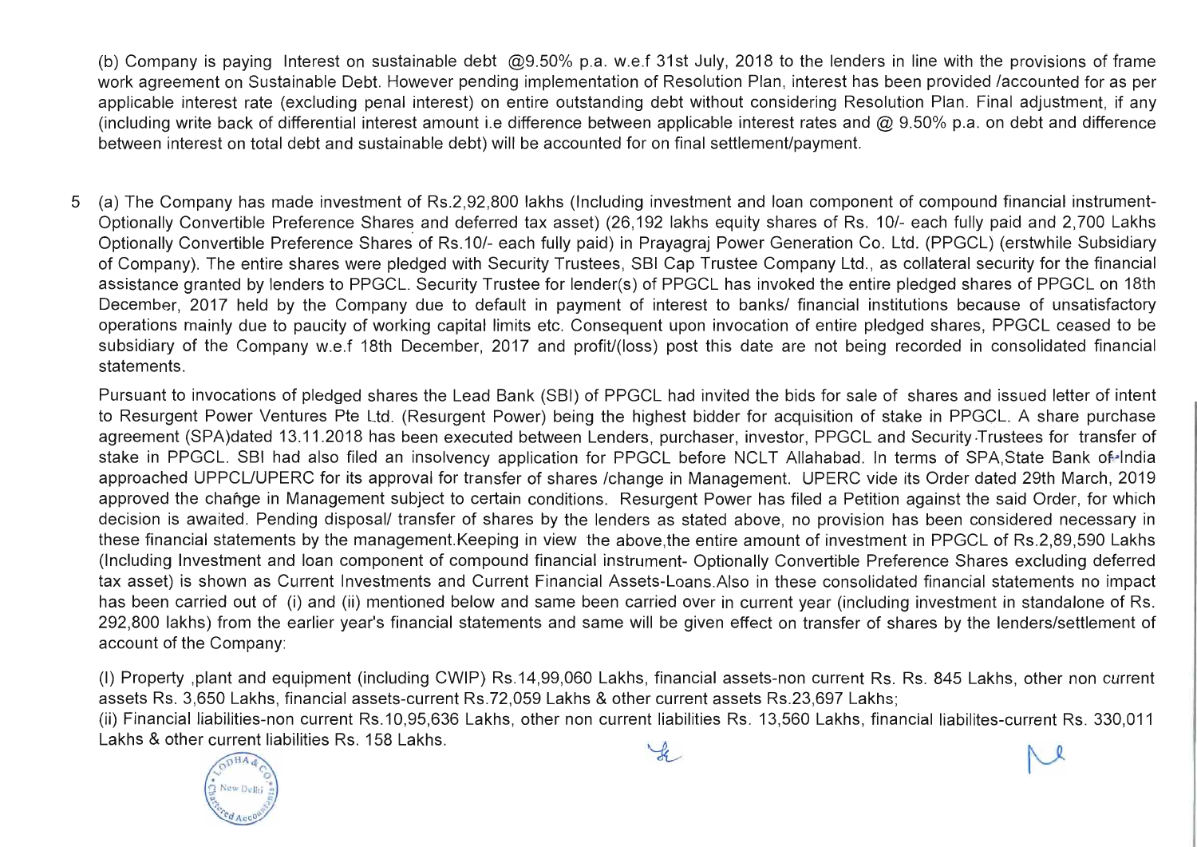(b) Company is paying Interest on sustainable debt @9.50% p.a. w.e.f 31st July, 2018 to the lenders in line with the provisions of frame work agreement on Sustainable Debt. However pending implementation of Resolution Plan, interest has been provided /accounted for as per applicable interest rate (excluding penal interest) on entire outstanding debt without considering Resolution Plan. Final adjustment, if any (including write back of differential interest amount i.e difference between applicable interest rates and @ 9.50% p.a. on debt and difference between interest on total debt and sustainable debt) will be accounted for on final settlement/payment.

5 (a) The Company has made investment of Rs.2,92,800 lakhs (Including investment and loan component of compound financial instrument- Optionally Convertible Preference Shares and deferred tax asset) (26,192 lakhs equity shares of Rs. 10/- each fully paid and 2,700 Lakhs Optionally Convertible Preference Shares of Rs.10/- each fully paid) in Prayagraj Power Generation Co. Ltd. (PPGCL) (erstwhile Subsidiary of Company). The entire shares were pledged with Security Trustees, SBI Cap Trustee Company Ltd., as collateral security for the financial assistance granted by lenders to PPGCL. Security Trustee for lender(s) of PPGCL has invoked the entire pledged shares of PPGCL on 18th December, 2017 held by the Company due to default in payment of interest to banks/ financial institutions because of unsatisfactory operations mainly due to paucity of working capital limits etc. Consequent upon invocation of entire pledged shares, PPGCL ceased to be subsidiary of the Company w.e.f 18th December, 2017 and profit/(loss) post this date are not being recorded in consolidated financial statements.

Pursuant to invocations of pledged shares the Lead Bank (SBI) of PPGCL had invited the bids for sale of shares and issued letter of intent to Resurgent Power Ventures Pte Ltd. (Resurgent Power) being the highest bidder for acquisition of stake in PPGCL. A share purchase agreement (SPA)dated 13.11.2018 has been executed between Lenders, purchaser, investor, PPGCL and Security Trustees for transfer of stake in PPGCL. SBI had also filed an insolvency application for PPGCL before NCLT Allahabad. In terms of SPA,State Bank of India approached UPPCL/UPERC for its approval for transfer of shares /change in Management. UPERC vide its Order dated 29th March, 2019 approved the change in Management subject to certain conditions. Resurgent Power has filed a Petition against the said Order, for which decision is awaited. Pending disposal/ transfer of shares by the lenders as stated above, no provision has been considered necessary in these financial statements by the management.Keeping in view the above,the entire amount of investment in PPGCL of Rs.2,89,590 Lakhs (Including Investment and loan component of compound financial instrument- Optionally Convertible Preference Shares excluding deferred tax asset) is shown as Current Investments and Current Financial Assets-Loans.Also in these consolidated financial statements no impact has been carried out of (i) and (ii) mentioned below and same been carried over in current year (including investment in standalone of Rs. 292,800 lakhs) from the earlier year's financial statements and same will be given effect on transfer of shares by the lenders/settlement of account of the Company:

(I) Property ,plant and equipment (including CWIP) Rs.14,99,060 Lakhs, financial assets-non current Rs. Rs. 845 Lakhs, other non current assets Rs. 3,650 Lakhs, financial assets-current Rs.72,059 Lakhs & other current assets Rs.23,697 Lakhs;
(ii) Financial liabilities-non current Rs.10,95,636 Lakhs, other non current liabilities Rs. 13,560 Lakhs, financial liabilites-current Rs. 330,011 Lakhs & other current liabilities Rs. 158 Lakhs.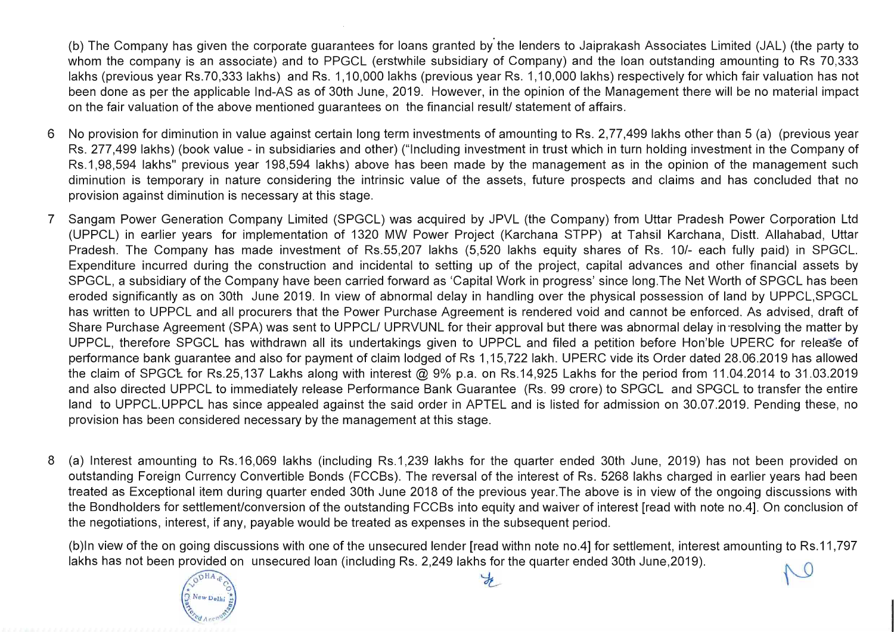(b) The Company has given the corporate guarantees for loans granted by the lenders to Jaiprakash Associates Limited (JAL) (the party to whom the company is an associate) and to PPGCL (erstwhile subsidiary of Company) and the loan outstanding amounting to Rs 70,333 lakhs (previous year Rs.70,333 lakhs) and Rs. 1,10,000 lakhs (previous year Rs. 1,10,000 lakhs) respectively for which fair valuation has not been done as per the applicable Ind-AS as of 30th June, 2019. However, in the opinion of the Management there will be no material impact on the fair valuation of the above mentioned guarantees on the financial result/ statement of affairs.

6 No provision for diminution in value against certain long term investments of amounting to Rs. 2,77,499 lakhs other than 5 (a) (previous year Rs. 277,499 lakhs) (book value - in subsidiaries and other) ("Including investment in trust which in turn holding investment in the Company of Rs.1,98,594 lakhs" previous year 198,594 lakhs) above has been made by the management as in the opinion of the management such diminution is temporary in nature considering the intrinsic value of the assets, future prospects and claims and has concluded that no provision against diminution is necessary at this stage.

7 Sangam Power Generation Company Limited (SPGCL) was acquired by JPVL (the Company) from Uttar Pradesh Power Corporation Ltd (UPPCL) in earlier years for implementation of 1320 MW Power Project (Karchana STPP) at Tahsil Karchana, Distt. Allahabad, Uttar Pradesh. The Company has made investment of Rs.55,207 lakhs (5,520 lakhs equity shares of Rs. 10/- each fully paid) in SPGCL. Expenditure incurred during the construction and incidental to setting up of the project, capital advances and other financial assets by SPGCL, a subsidiary of the Company have been carried forward as 'Capital Work in progress' since long.The Net Worth of SPGCL has been eroded significantly as on 30th June 2019. In view of abnormal delay in handling over the physical possession of land by UPPCL,SPGCL has written to UPPCL and all procurers that the Power Purchase Agreement is rendered void and cannot be enforced. As advised, draft of Share Purchase Agreement (SPA) was sent to UPPCL/ UPRVUNL for their approval but there was abnormal delay in resolving the matter by UPPCL, therefore SPGCL has withdrawn all its undertakings given to UPPCL and filed a petition before Hon'ble UPERC for release of performance bank guarantee and also for payment of claim lodged of Rs 1,15,722 lakh. UPERC vide its Order dated 28.06.2019 has allowed the claim of SPGCL for Rs.25,137 Lakhs along with interest @ 9% p.a. on Rs.14,925 Lakhs for the period from 11.04.2014 to 31.03.2019 and also directed UPPCL to immediately release Performance Bank Guarantee (Rs. 99 crore) to SPGCL and SPGCL to transfer the entire land to UPPCL.UPPCL has since appealed against the said order in APTEL and is listed for admission on 30.07.2019. Pending these, no provision has been considered necessary by the management at this stage.

8 (a) Interest amounting to Rs.16,069 lakhs (including Rs.1,239 lakhs for the quarter ended 30th June, 2019) has not been provided on outstanding Foreign Currency Convertible Bonds (FCCBs). The reversal of the interest of Rs. 5268 lakhs charged in earlier years had been treated as Exceptional item during quarter ended 30th June 2018 of the previous year.The above is in view of the ongoing discussions with the Bondholders for settlement/conversion of the outstanding FCCBs into equity and waiver of interest [read with note no.4]. On conclusion of the negotiations, interest, if any, payable would be treated as expenses in the subsequent period.

(b)In view of the on going discussions with one of the unsecured lender [read withn note no.4] for settlement, interest amounting to Rs.11,797 lakhs has not been provided on unsecured loan (including Rs. 2,249 lakhs for the quarter ended 30th June,2019).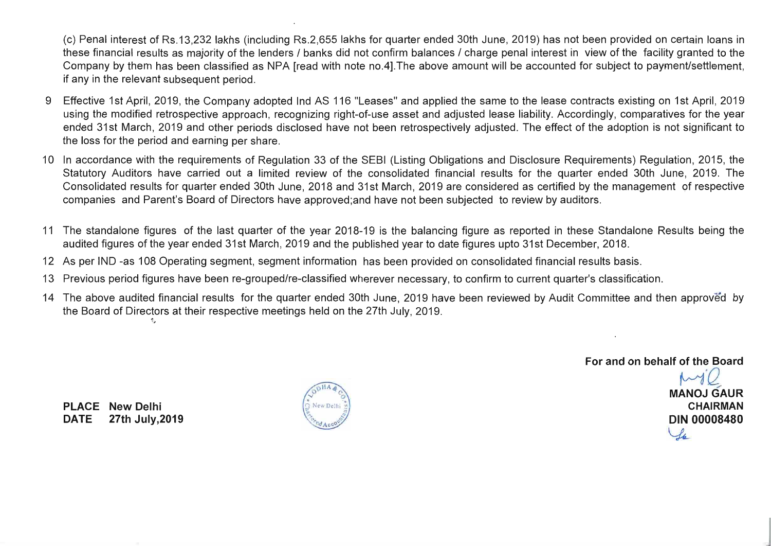(c) Penal interest of Rs.13,232 lakhs (including Rs.2,655 lakhs for quarter ended 30th June, 2019) has not been provided on certain loans in these financial results as majority of the lenders / banks did not confirm balances / charge penal interest in view of the facility granted to the Company by them has been classified as NPA [read with note no.4].The above amount will be accounted for subject to payment/settlement, if any in the relevant subsequent period.

9 Effective 1st April, 2019, the Company adopted Ind AS 116 "Leases" and applied the same to the lease contracts existing on 1st April, 2019 using the modified retrospective approach, recognizing right-of-use asset and adjusted lease liability. Accordingly, comparatives for the year ended 31st March, 2019 and other periods disclosed have not been retrospectively adjusted. The effect of the adoption is not significant to the loss for the period and earning per share.

10 In accordance with the requirements of Regulation 33 of the SEBI (Listing Obligations and Disclosure Requirements) Regulation, 2015, the Statutory Auditors have carried out a limited review of the consolidated financial results for the quarter ended 30th June, 2019. The Consolidated results for quarter ended 30th June, 2018 and 31st March, 2019 are considered as certified by the management of respective companies and Parent's Board of Directors have approved;and have not been subjected to review by auditors.

11 The standalone figures of the last quarter of the year 2018-19 is the balancing figure as reported in these Standalone Results being the audited figures of the year ended 31st March, 2019 and the published year to date figures upto 31st December, 2018.

12 As per IND -as 108 Operating segment, segment information has been provided on consolidated financial results basis.

13 Previous period figures have been re-grouped/re-classified wherever necessary, to confirm to current quarter's classification.

14 The above audited financial results for the quarter ended 30th June, 2019 have been reviewed by Audit Committee and then approved by the Board of Directors at their respective meetings held on the 27th July, 2019.

**For and on behalf of the Board**

**MANOJ GAUR**
**CHAIRMAN**
**DIN 00008480**

**PLACE New Delhi**
**DATE 27th July,2019**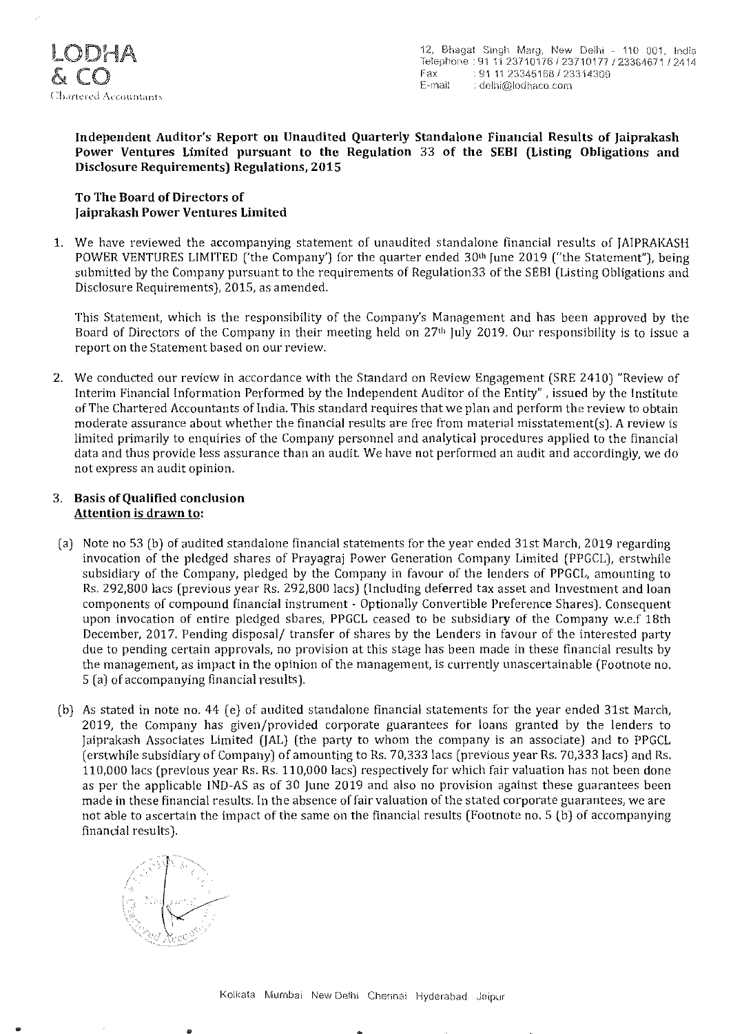LODHA & CO
Chartered Accountants

12, Bhagat Singh Marg, New Delhi - 110 001, India
Telephone : 91 11 23710176 / 23710177 / 23364671 / 2414
Fax : 91 11 23345168 / 23314309
E-mail : delhi@lodhaco.com

**Independent Auditor's Report on Unaudited Quarterly Standalone Financial Results of Jaiprakash Power Ventures Limited pursuant to the Regulation 33 of the SEBI (Listing Obligations and Disclosure Requirements) Regulations, 2015**

**To The Board of Directors of Jaiprakash Power Ventures Limited**

1. We have reviewed the accompanying statement of unaudited standalone financial results of JAIPRAKASH POWER VENTURES LIMITED ('the Company') for the quarter ended 30th June 2019 ("the Statement"), being submitted by the Company pursuant to the requirements of Regulation33 of the SEBI (Listing Obligations and Disclosure Requirements), 2015, as amended.

   This Statement, which is the responsibility of the Company's Management and has been approved by the Board of Directors of the Company in their meeting held on 27th July 2019. Our responsibility is to issue a report on the Statement based on our review.

2. We conducted our review in accordance with the Standard on Review Engagement (SRE 2410) "Review of Interim Financial Information Performed by the Independent Auditor of the Entity", issued by the Institute of The Chartered Accountants of India. This standard requires that we plan and perform the review to obtain moderate assurance about whether the financial results are free from material misstatement(s). A review is limited primarily to enquiries of the Company personnel and analytical procedures applied to the financial data and thus provide less assurance than an audit. We have not performed an audit and accordingly, we do not express an audit opinion.

3. **Basis of Qualified conclusion**
   **Attention is drawn to:**

   (a) Note no 53 (b) of audited standalone financial statements for the year ended 31st March, 2019 regarding invocation of the pledged shares of Prayagraj Power Generation Company Limited (PPGCL), erstwhile subsidiary of the Company, pledged by the Company in favour of the lenders of PPGCL, amounting to Rs. 292,800 lacs (previous year Rs. 292,800 lacs) (Including deferred tax asset and Investment and loan components of compound financial instrument - Optionally Convertible Preference Shares). Consequent upon invocation of entire pledged shares, PPGCL ceased to be subsidiary of the Company w.e.f 18th December, 2017. Pending disposal/ transfer of shares by the Lenders in favour of the interested party due to pending certain approvals, no provision at this stage has been made in these financial results by the management, as impact in the opinion of the management, is currently unascertainable (Footnote no. 5 (a) of accompanying financial results).

   (b) As stated in note no. 44 (e) of audited standalone financial statements for the year ended 31st March, 2019, the Company has given/provided corporate guarantees for loans granted by the lenders to Jaiprakash Associates Limited (JAL) (the party to whom the company is an associate) and to PPGCL (erstwhile subsidiary of Company) of amounting to Rs. 70,333 lacs (previous year Rs. 70,333 lacs) and Rs. 110,000 lacs (previous year Rs. Rs. 110,000 lacs) respectively for which fair valuation has not been done as per the applicable IND-AS as of 30 June 2019 and also no provision against these guarantees been made in these financial results. In the absence of fair valuation of the stated corporate guarantees, we are not able to ascertain the impact of the same on the financial results (Footnote no. 5 (b) of accompanying financial results).

Kolkata Mumbai New Delhi Chennai Hyderabad Jaipur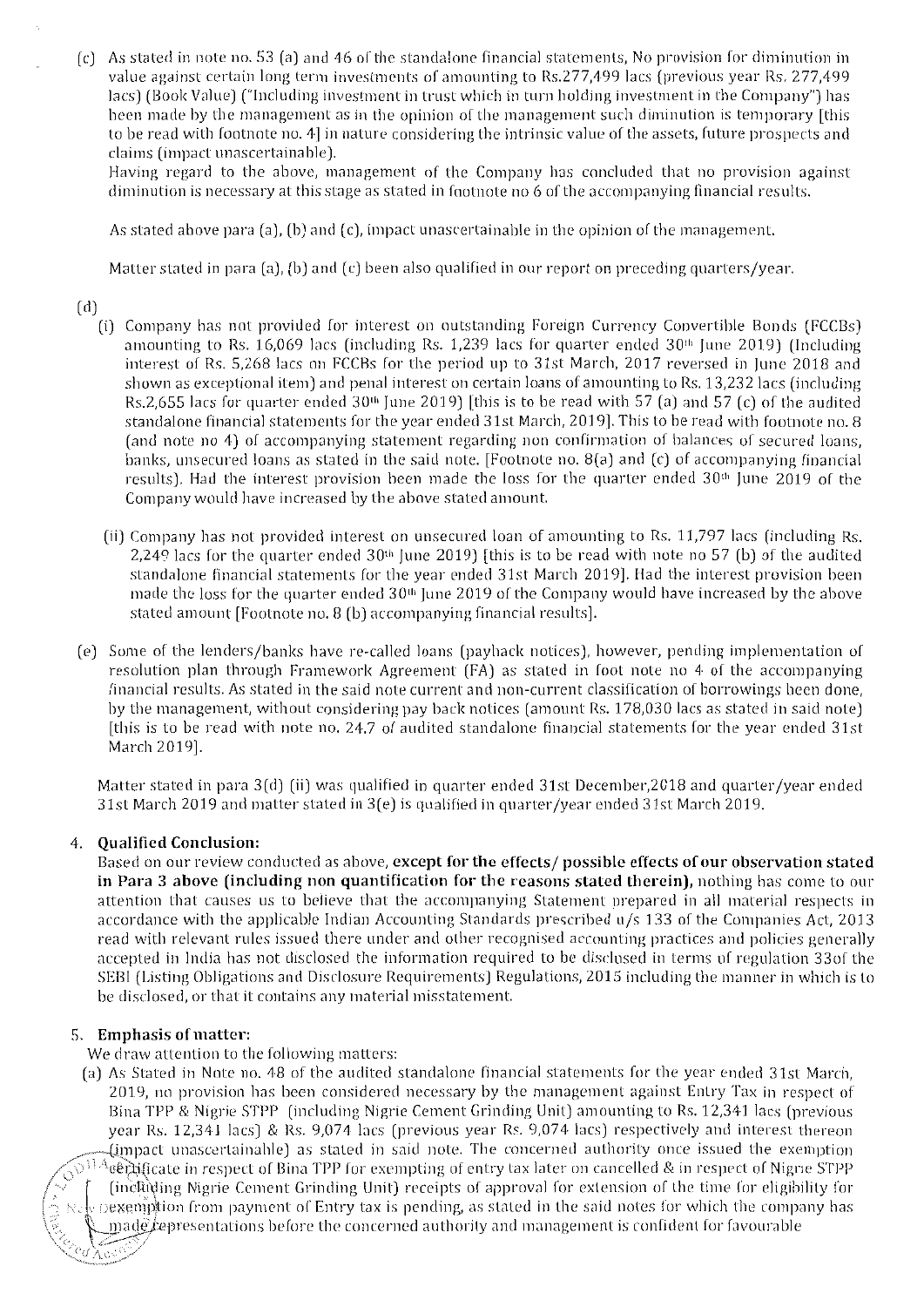(c) As stated in note no. 53 (a) and 46 of the standalone financial statements, No provision for diminution in value against certain long term investments of amounting to Rs.277,499 lacs (previous year Rs. 277,499 lacs) (Book Value) ("Including investment in trust which in turn holding investment in the Company") has been made by the management as in the opinion of the management such diminution is temporary [this to be read with footnote no. 4] in nature considering the intrinsic value of the assets, future prospects and claims (impact unascertainable).

Having regard to the above, management of the Company has concluded that no provision against diminution is necessary at this stage as stated in footnote no 6 of the accompanying financial results.

As stated above para (a), (b) and (c), impact unascertainable in the opinion of the management.

Matter stated in para (a), (b) and (c) been also qualified in our report on preceding quarters/year.

(d)

(i) Company has not provided for interest on outstanding Foreign Currency Convertible Bonds (FCCBs) amounting to Rs. 16,069 lacs (including Rs. 1,239 lacs for quarter ended 30th June 2019) (Including interest of Rs. 5,268 lacs on FCCBs for the period up to 31st March, 2017 reversed in June 2018 and shown as exceptional item) and penal interest on certain loans of amounting to Rs. 13,232 lacs (including Rs.2,655 lacs for quarter ended 30th June 2019) [this is to be read with 57 (a) and 57 (c) of the audited standalone financial statements for the year ended 31st March, 2019]. This to be read with footnote no. 8 (and note no 4) of accompanying statement regarding non confirmation of balances of secured loans, banks, unsecured loans as stated in the said note. [Footnote no. 8(a) and (c) of accompanying financial results]. Had the interest provision been made the loss for the quarter ended 30th June 2019 of the Company would have increased by the above stated amount.

(ii) Company has not provided interest on unsecured loan of amounting to Rs. 11,797 lacs (including Rs. 2,249 lacs for the quarter ended 30th June 2019) [this is to be read with note no 57 (b) of the audited standalone financial statements for the year ended 31st March 2019]. Had the interest provision been made the loss for the quarter ended 30th June 2019 of the Company would have increased by the above stated amount [Footnote no. 8 (b) accompanying financial results].

(e) Some of the lenders/banks have re-called loans (payback notices), however, pending implementation of resolution plan through Framework Agreement (FA) as stated in foot note no 4 of the accompanying financial results. As stated in the said note current and non-current classification of borrowings been done, by the management, without considering pay back notices (amount Rs. 178,030 lacs as stated in said note) [this is to be read with note no. 24.7 of audited standalone financial statements for the year ended 31st March 2019].

Matter stated in para 3(d) (ii) was qualified in quarter ended 31st December,2018 and quarter/year ended 31st March 2019 and matter stated in 3(e) is qualified in quarter/year ended 31st March 2019.

4. **Qualified Conclusion:**

Based on our review conducted as above, **except for the effects/ possible effects of our observation stated in Para 3 above (including non quantification for the reasons stated therein)**, nothing has come to our attention that causes us to believe that the accompanying Statement prepared in all material respects in accordance with the applicable Indian Accounting Standards prescribed u/s 133 of the Companies Act, 2013 read with relevant rules issued there under and other recognised accounting practices and policies generally accepted in India has not disclosed the information required to be disclosed in terms of regulation 33of the SEBI (Listing Obligations and Disclosure Requirements) Regulations, 2015 including the manner in which is to be disclosed, or that it contains any material misstatement.

5. **Emphasis of matter:**

We draw attention to the following matters:

(a) As Stated in Note no. 48 of the audited standalone financial statements for the year ended 31st March, 2019, no provision has been considered necessary by the management against Entry Tax in respect of Bina TPP & Nigrie STPP (including Nigrie Cement Grinding Unit) amounting to Rs. 12,341 lacs (previous year Rs. 12,341 lacs) & Rs. 9,074 lacs (previous year Rs. 9,074 lacs) respectively and interest thereon (impact unascertainable) as stated in said note. The concerned authority once issued the exemption certificate in respect of Bina TPP for exempting of entry tax later on cancelled & in respect of Nigrie STPP (including Nigrie Cement Grinding Unit) receipts of approval for extension of the time for eligibility for exemption from payment of Entry tax is pending, as stated in the said notes for which the company has made representations before the concerned authority and management is confident for favourable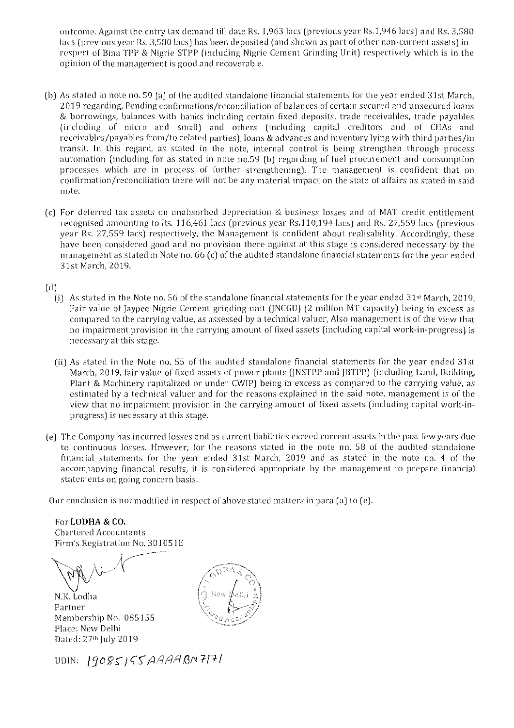outcome. Against the entry tax demand till date Rs. 1,963 lacs (previous year Rs.1,946 lacs) and Rs. 3,580 lacs (previous year Rs. 3,580 lacs) has been deposited (and shown as part of other non-current assets) in respect of Bina TPP & Nigrie STPP (including Nigrie Cement Grinding Unit) respectively which is in the opinion of the management is good and recoverable.

(b) As stated in note no. 59 (a) of the audited standalone financial statements for the year ended 31st March, 2019 regarding, Pending confirmations/reconciliation of balances of certain secured and unsecured loans & borrowings, balances with banks including certain fixed deposits, trade receivables, trade payables (including of micro and small) and others (including capital creditors and of CHAs and receivables/payables from/to related parties), loans & advances and inventory lying with third parties/in transit. In this regard, as stated in the note, internal control is being strengthen through process automation (including for as stated in note no.59 (b) regarding of fuel procurement and consumption processes which are in process of further strengthening). The management is confident that on confirmation/reconciliation there will not be any material impact on the state of affairs as stated in said note.

(c) For deferred tax assets on unabsorbed depreciation & business losses and of MAT credit entitlement recognised amounting to Rs. 116,461 lacs (previous year Rs.110,194 lacs) and Rs. 27,559 lacs (previous year Rs. 27,559 lacs) respectively, the Management is confident about realisability. Accordingly, these have been considered good and no provision there against at this stage is considered necessary by the management as stated in Note no. 66 (c) of the audited standalone financial statements for the year ended 31st March, 2019.

(d)

(i) As stated in the Note no. 56 of the standalone financial statements for the year ended 31st March, 2019, Fair value of Jaypee Nigrie Cement grinding unit (JNCGU) (2 million MT capacity) being in excess as compared to the carrying value, as assessed by a technical valuer, Also management is of the view that no impairment provision in the carrying amount of fixed assets (including capital work-in-progress) is necessary at this stage.

(ii) As stated in the Note no. 55 of the audited standalone financial statements for the year ended 31st March, 2019, fair value of fixed assets of power plants (JNSTPP and JBTPP) (including Land, Building, Plant & Machinery capitalized or under CWIP) being in excess as compared to the carrying value, as estimated by a technical valuer and for the reasons explained in the said note, management is of the view that no impairment provision in the carrying amount of fixed assets (including capital work-in-progress) is necessary at this stage.

(e) The Company has incurred losses and as current liabilities exceed current assets in the past few years due to continuous losses. However, for the reasons stated in the note no. 58 of the audited standalone financial statements for the year ended 31st March, 2019 and as stated in the note no. 4 of the accompanying financial results, it is considered appropriate by the management to prepare financial statements on going concern basis.

Our conclusion is not modified in respect of above stated matters in para (a) to (e).

**For LODHA & CO.**
Chartered Accountants
Firm's Registration No. 301051E

N.K. Lodha
Partner
Membership No. 085155
Place: New Delhi
Dated: 27th July 2019

UDIN: 19085155AAAABN7171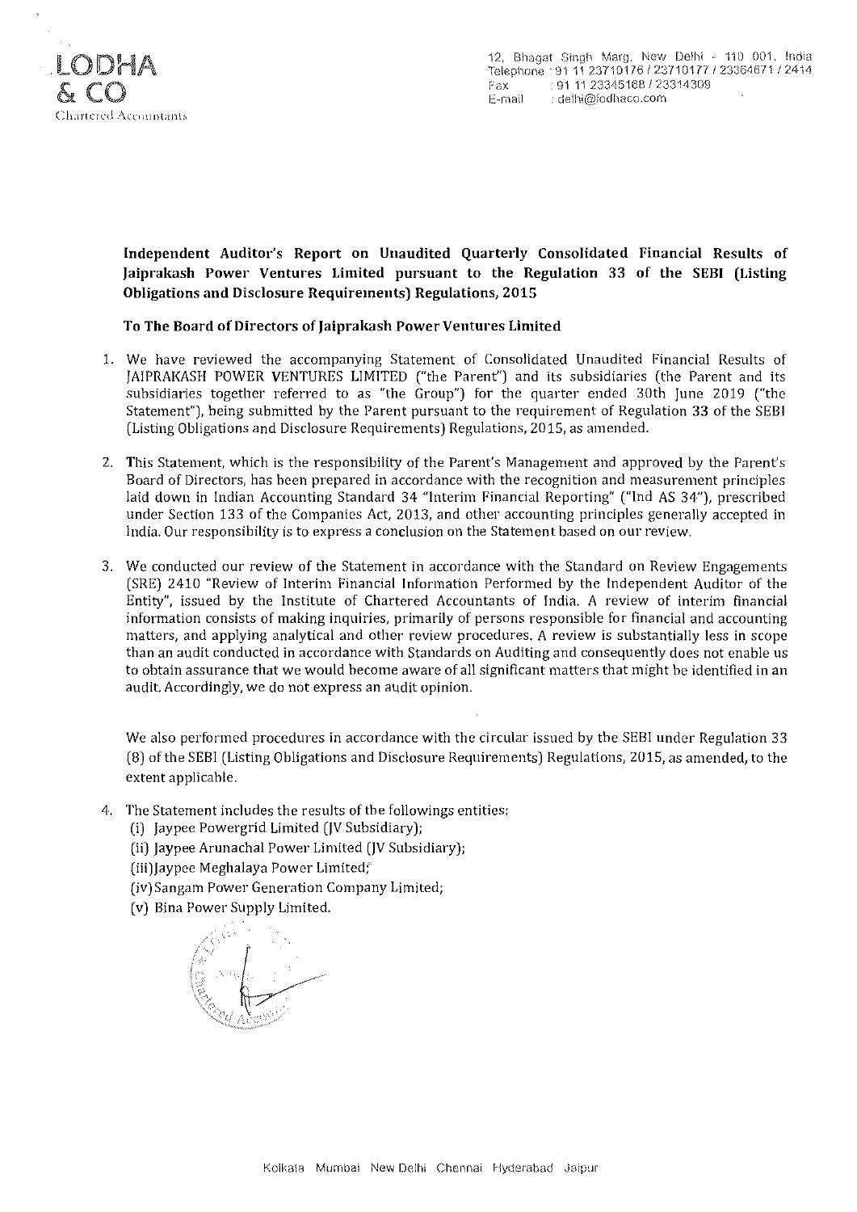LODHA & CO

Chartered Accountants

12, Bhagat Singh Marg, New Delhi - 110 001, India
Telephone : 91 11 23710176 / 23710177 / 23364671 / 2414
Fax : 91 11 23345168 / 23314309
E-mail : delhi@lodhaco.com

**Independent Auditor's Report on Unaudited Quarterly Consolidated Financial Results of Jaiprakash Power Ventures Limited pursuant to the Regulation 33 of the SEBI (Listing Obligations and Disclosure Requirements) Regulations, 2015**

**To The Board of Directors of Jaiprakash Power Ventures Limited**

1. We have reviewed the accompanying Statement of Consolidated Unaudited Financial Results of JAIPRAKASH POWER VENTURES LIMITED ("the Parent") and its subsidiaries (the Parent and its subsidiaries together referred to as "the Group") for the quarter ended 30th June 2019 ("the Statement"), being submitted by the Parent pursuant to the requirement of Regulation 33 of the SEBI (Listing Obligations and Disclosure Requirements) Regulations, 2015, as amended.

2. This Statement, which is the responsibility of the Parent's Management and approved by the Parent's Board of Directors, has been prepared in accordance with the recognition and measurement principles laid down in Indian Accounting Standard 34 "Interim Financial Reporting" ("Ind AS 34"), prescribed under Section 133 of the Companies Act, 2013, and other accounting principles generally accepted in India. Our responsibility is to express a conclusion on the Statement based on our review.

3. We conducted our review of the Statement in accordance with the Standard on Review Engagements (SRE) 2410 "Review of Interim Financial Information Performed by the Independent Auditor of the Entity", issued by the Institute of Chartered Accountants of India. A review of interim financial information consists of making inquiries, primarily of persons responsible for financial and accounting matters, and applying analytical and other review procedures. A review is substantially less in scope than an audit conducted in accordance with Standards on Auditing and consequently does not enable us to obtain assurance that we would become aware of all significant matters that might be identified in an audit. Accordingly, we do not express an audit opinion.

   We also performed procedures in accordance with the circular issued by the SEBI under Regulation 33 (8) of the SEBI (Listing Obligations and Disclosure Requirements) Regulations, 2015, as amended, to the extent applicable.

4. The Statement includes the results of the followings entities:
   (i) Jaypee Powergrid Limited (JV Subsidiary);
   (ii) Jaypee Arunachal Power Limited (JV Subsidiary);
   (iii) Jaypee Meghalaya Power Limited;
   (iv) Sangam Power Generation Company Limited;
   (v) Bina Power Supply Limited.

Kolkata Mumbai New Delhi Chennai Hyderabad Jaipur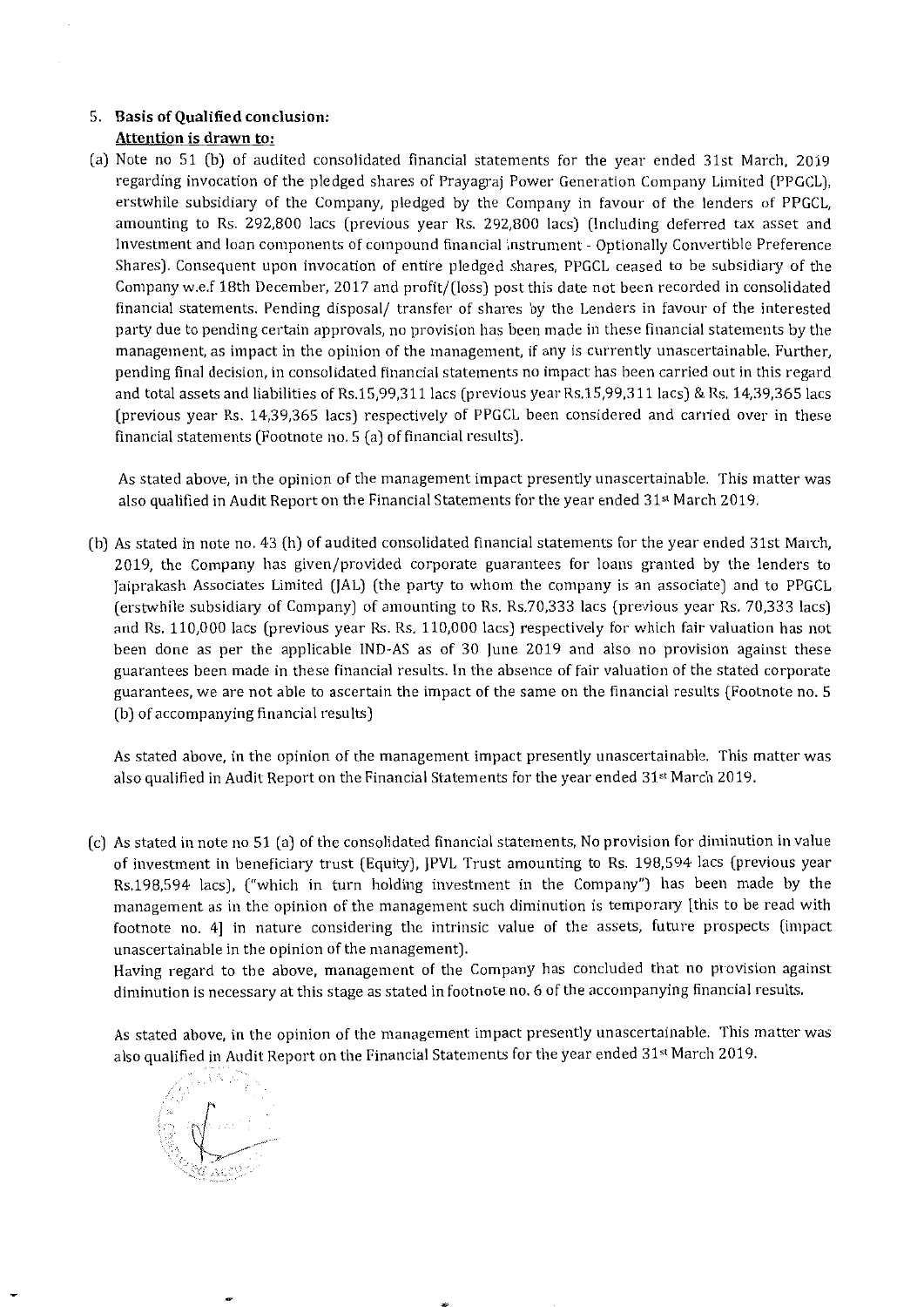5. **Basis of Qualified conclusion:**

   **Attention is drawn to:**

(a) Note no 51 (b) of audited consolidated financial statements for the year ended 31st March, 2019 regarding invocation of the pledged shares of Prayagraj Power Generation Company Limited (PPGCL), erstwhile subsidiary of the Company, pledged by the Company in favour of the lenders of PPGCL, amounting to Rs. 292,800 lacs (previous year Rs. 292,800 lacs) (Including deferred tax asset and Investment and loan components of compound financial instrument - Optionally Convertible Preference Shares). Consequent upon invocation of entire pledged shares, PPGCL ceased to be subsidiary of the Company w.e.f 18th December, 2017 and profit/(loss) post this date not been recorded in consolidated financial statements. Pending disposal/ transfer of shares by the Lenders in favour of the interested party due to pending certain approvals, no provision has been made in these financial statements by the management, as impact in the opinion of the management, if any is currently unascertainable. Further, pending final decision, in consolidated financial statements no impact has been carried out in this regard and total assets and liabilities of Rs.15,99,311 lacs (previous year Rs.15,99,311 lacs) & Rs. 14,39,365 lacs (previous year Rs. 14,39,365 lacs) respectively of PPGCL been considered and carried over in these financial statements (Footnote no. 5 (a) of financial results).

   As stated above, in the opinion of the management impact presently unascertainable. This matter was also qualified in Audit Report on the Financial Statements for the year ended 31st March 2019.

(b) As stated in note no. 43 (h) of audited consolidated financial statements for the year ended 31st March, 2019, the Company has given/provided corporate guarantees for loans granted by the lenders to Jaiprakash Associates Limited (JAL) (the party to whom the company is an associate) and to PPGCL (erstwhile subsidiary of Company) of amounting to Rs. Rs.70,333 lacs (previous year Rs. 70,333 lacs) and Rs. 110,000 lacs (previous year Rs. Rs. 110,000 lacs) respectively for which fair valuation has not been done as per the applicable IND-AS as of 30 June 2019 and also no provision against these guarantees been made in these financial results. In the absence of fair valuation of the stated corporate guarantees, we are not able to ascertain the impact of the same on the financial results (Footnote no. 5 (b) of accompanying financial results)

   As stated above, in the opinion of the management impact presently unascertainable. This matter was also qualified in Audit Report on the Financial Statements for the year ended 31st March 2019.

(c) As stated in note no 51 (a) of the consolidated financial statements, No provision for diminution in value of investment in beneficiary trust (Equity), JPVL Trust amounting to Rs. 198,594 lacs (previous year Rs.198,594 lacs), ("which in turn holding investment in the Company") has been made by the management as in the opinion of the management such diminution is temporary [this to be read with footnote no. 4] in nature considering the intrinsic value of the assets, future prospects (impact unascertainable in the opinion of the management).

   Having regard to the above, management of the Company has concluded that no provision against diminution is necessary at this stage as stated in footnote no. 6 of the accompanying financial results.

   As stated above, in the opinion of the management impact presently unascertainable. This matter was also qualified in Audit Report on the Financial Statements for the year ended 31st March 2019.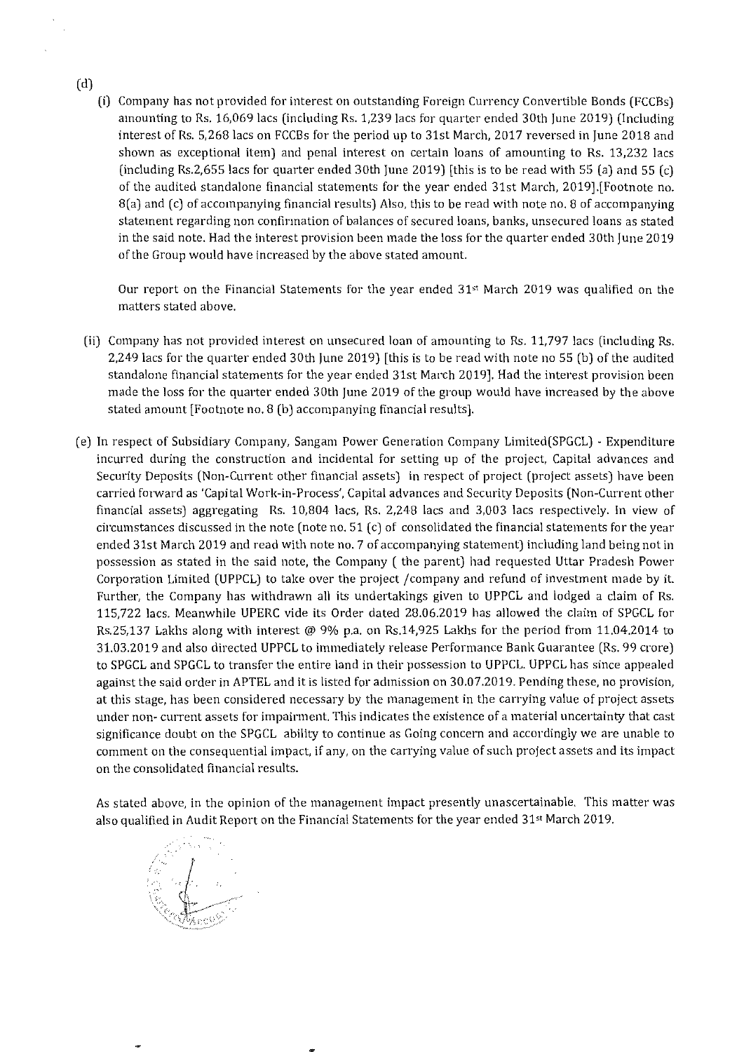(d)

(i) Company has not provided for interest on outstanding Foreign Currency Convertible Bonds (FCCBs) amounting to Rs. 16,069 lacs (including Rs. 1,239 lacs for quarter ended 30th June 2019) (Including interest of Rs. 5,268 lacs on FCCBs for the period up to 31st March, 2017 reversed in June 2018 and shown as exceptional item) and penal interest on certain loans of amounting to Rs. 13,232 lacs (including Rs.2,655 lacs for quarter ended 30th June 2019) [this is to be read with 55 (a) and 55 (c) of the audited standalone financial statements for the year ended 31st March, 2019].[Footnote no. 8(a) and (c) of accompanying financial results) Also, this to be read with note no. 8 of accompanying statement regarding non confirmation of balances of secured loans, banks, unsecured loans as stated in the said note. Had the interest provision been made the loss for the quarter ended 30th June 2019 of the Group would have increased by the above stated amount.

Our report on the Financial Statements for the year ended 31st March 2019 was qualified on the matters stated above.

(ii) Company has not provided interest on unsecured loan of amounting to Rs. 11,797 lacs (including Rs. 2,249 lacs for the quarter ended 30th June 2019) [this is to be read with note no 55 (b) of the audited standalone financial statements for the year ended 31st March 2019]. Had the interest provision been made the loss for the quarter ended 30th June 2019 of the group would have increased by the above stated amount [Footnote no. 8 (b) accompanying financial results].

(e) In respect of Subsidiary Company, Sangam Power Generation Company Limited(SPGCL) - Expenditure incurred during the construction and incidental for setting up of the project, Capital advances and Security Deposits (Non-Current other financial assets) in respect of project (project assets) have been carried forward as 'Capital Work-in-Process', Capital advances and Security Deposits (Non-Current other financial assets) aggregating Rs. 10,804 lacs, Rs. 2,248 lacs and 3,003 lacs respectively. In view of circumstances discussed in the note (note no. 51 (c) of consolidated the financial statements for the year ended 31st March 2019 and read with note no. 7 of accompanying statement) including land being not in possession as stated in the said note, the Company ( the parent) had requested Uttar Pradesh Power Corporation Limited (UPPCL) to take over the project /company and refund of investment made by it. Further, the Company has withdrawn all its undertakings given to UPPCL and lodged a claim of Rs. 115,722 lacs. Meanwhile UPERC vide its Order dated 28.06.2019 has allowed the claim of SPGCL for Rs.25,137 Lakhs along with interest @ 9% p.a. on Rs.14,925 Lakhs for the period from 11.04.2014 to 31.03.2019 and also directed UPPCL to immediately release Performance Bank Guarantee (Rs. 99 crore) to SPGCL and SPGCL to transfer the entire land in their possession to UPPCL. UPPCL has since appealed against the said order in APTEL and it is listed for admission on 30.07.2019. Pending these, no provision, at this stage, has been considered necessary by the management in the carrying value of project assets under non- current assets for impairment. This indicates the existence of a material uncertainty that cast significance doubt on the SPGCL ability to continue as Going concern and accordingly we are unable to comment on the consequential impact, if any, on the carrying value of such project assets and its impact on the consolidated financial results.

As stated above, in the opinion of the management impact presently unascertainable. This matter was also qualified in Audit Report on the Financial Statements for the year ended 31st March 2019.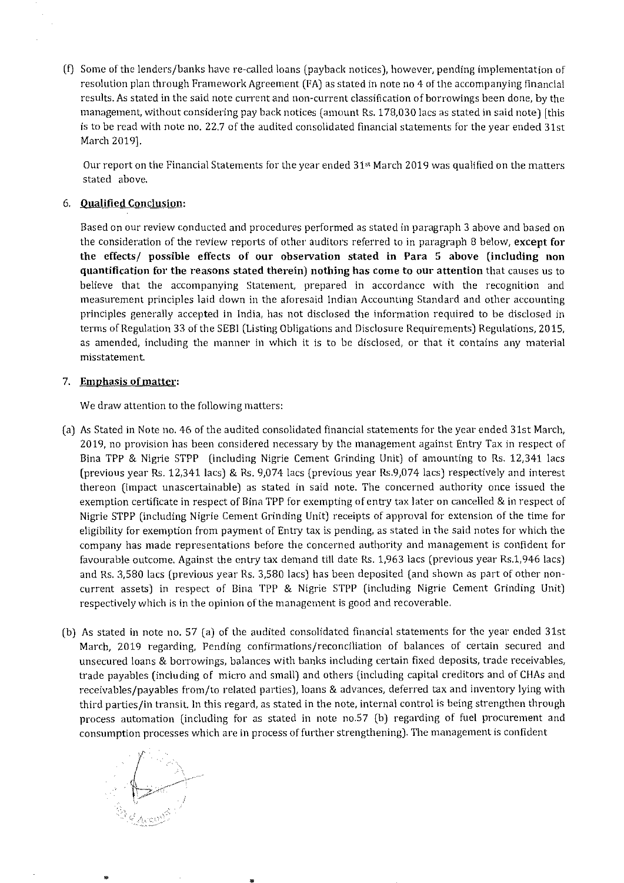(f) Some of the lenders/banks have re-called loans (payback notices), however, pending implementation of resolution plan through Framework Agreement (FA) as stated in note no 4 of the accompanying financial results. As stated in the said note current and non-current classification of borrowings been done, by the management, without considering pay back notices (amount Rs. 178,030 lacs as stated in said note) [this is to be read with note no. 22.7 of the audited consolidated financial statements for the year ended 31st March 2019].

Our report on the Financial Statements for the year ended 31st March 2019 was qualified on the matters stated above.

6. **Qualified Conclusion:**

Based on our review conducted and procedures performed as stated in paragraph 3 above and based on the consideration of the review reports of other auditors referred to in paragraph 8 below, **except for the effects/ possible effects of our observation stated in Para 5 above (including non quantification for the reasons stated therein) nothing has come to our attention** that causes us to believe that the accompanying Statement, prepared in accordance with the recognition and measurement principles laid down in the aforesaid Indian Accounting Standard and other accounting principles generally accepted in India, has not disclosed the information required to be disclosed in terms of Regulation 33 of the SEBI (Listing Obligations and Disclosure Requirements) Regulations, 2015, as amended, including the manner in which it is to be disclosed, or that it contains any material misstatement.

7. **Emphasis of matter:**

We draw attention to the following matters:

(a) As Stated in Note no. 46 of the audited consolidated financial statements for the year ended 31st March, 2019, no provision has been considered necessary by the management against Entry Tax in respect of Bina TPP & Nigrie STPP (including Nigrie Cement Grinding Unit) of amounting to Rs. 12,341 lacs (previous year Rs. 12,341 lacs) & Rs. 9,074 lacs (previous year Rs.9,074 lacs) respectively and interest thereon (impact unascertainable) as stated in said note. The concerned authority once issued the exemption certificate in respect of Bina TPP for exempting of entry tax later on cancelled & in respect of Nigrie STPP (including Nigrie Cement Grinding Unit) receipts of approval for extension of the time for eligibility for exemption from payment of Entry tax is pending, as stated in the said notes for which the company has made representations before the concerned authority and management is confident for favourable outcome. Against the entry tax demand till date Rs. 1,963 lacs (previous year Rs.1,946 lacs) and Rs. 3,580 lacs (previous year Rs. 3,580 lacs) has been deposited (and shown as part of other non-current assets) in respect of Bina TPP & Nigrie STPP (including Nigrie Cement Grinding Unit) respectively which is in the opinion of the management is good and recoverable.

(b) As stated in note no. 57 (a) of the audited consolidated financial statements for the year ended 31st March, 2019 regarding, Pending confirmations/reconciliation of balances of certain secured and unsecured loans & borrowings, balances with banks including certain fixed deposits, trade receivables, trade payables (including of micro and small) and others (including capital creditors and of CHAs and receivables/payables from/to related parties), loans & advances, deferred tax and inventory lying with third parties/in transit. In this regard, as stated in the note, internal control is being strengthen through process automation (including for as stated in note no.57 (b) regarding of fuel procurement and consumption processes which are in process of further strengthening). The management is confident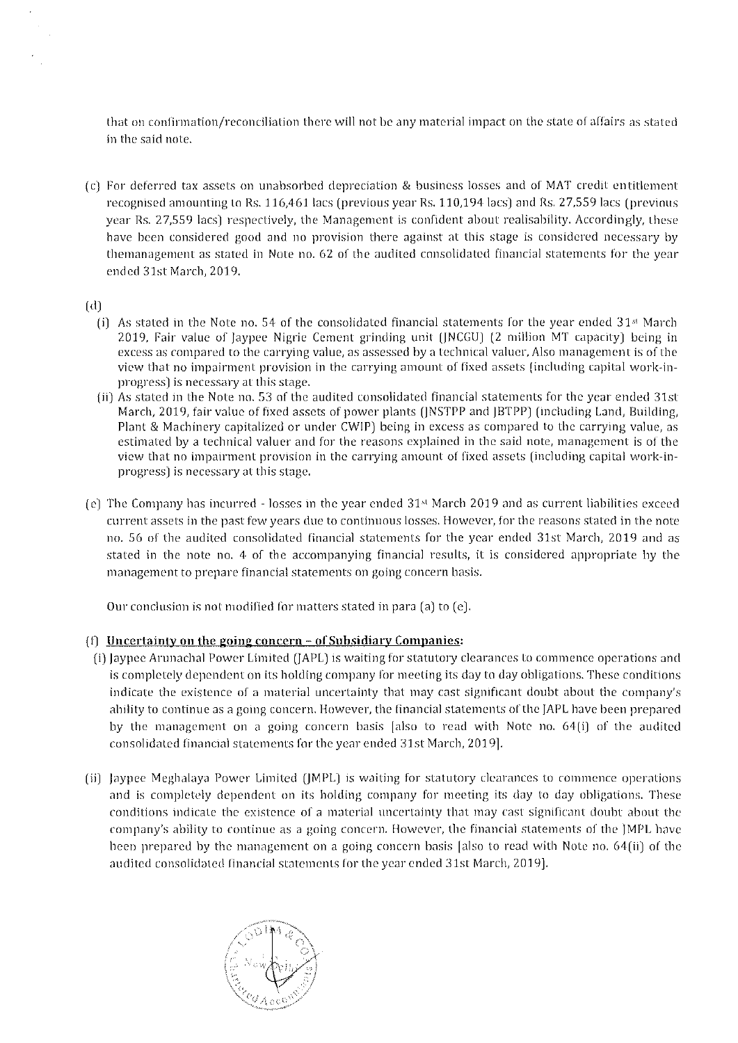that on confirmation/reconciliation there will not be any material impact on the state of affairs as stated in the said note.

(c) For deferred tax assets on unabsorbed depreciation & business losses and of MAT credit entitlement recognised amounting to Rs. 116,461 lacs (previous year Rs. 110,194 lacs) and Rs. 27,559 lacs (previous year Rs. 27,559 lacs) respectively, the Management is confident about realisability. Accordingly, these have been considered good and no provision there against at this stage is considered necessary by themanagement as stated in Note no. 62 of the audited consolidated financial statements for the year ended 31st March, 2019.

(d)

(i) As stated in the Note no. 54 of the consolidated financial statements for the year ended 31st March 2019, Fair value of Jaypee Nigrie Cement grinding unit (JNCGU) (2 million MT capacity) being in excess as compared to the carrying value, as assessed by a technical valuer. Also management is of the view that no impairment provision in the carrying amount of fixed assets (including capital work-in-progress) is necessary at this stage.

(ii) As stated in the Note no. 53 of the audited consolidated financial statements for the year ended 31st March, 2019, fair value of fixed assets of power plants (JNSTPP and JBTPP) (including Land, Building, Plant & Machinery capitalized or under CWIP) being in excess as compared to the carrying value, as estimated by a technical valuer and for the reasons explained in the said note, management is of the view that no impairment provision in the carrying amount of fixed assets (including capital work-in-progress) is necessary at this stage.

(e) The Company has incurred - losses in the year ended 31st March 2019 and as current liabilities exceed current assets in the past few years due to continuous losses. However, for the reasons stated in the note no. 56 of the audited consolidated financial statements for the year ended 31st March, 2019 and as stated in the note no. 4 of the accompanying financial results, it is considered appropriate by the management to prepare financial statements on going concern basis.

Our conclusion is not modified for matters stated in para (a) to (e).

(f) **Uncertainty on the going concern – of Subsidiary Companies:**

(i) Jaypee Arunachal Power Limited (JAPL) is waiting for statutory clearances to commence operations and is completely dependent on its holding company for meeting its day to day obligations. These conditions indicate the existence of a material uncertainty that may cast significant doubt about the company's ability to continue as a going concern. However, the financial statements of the JAPL have been prepared by the management on a going concern basis [also to read with Note no. 64(i) of the audited consolidated financial statements for the year ended 31st March, 2019].

(ii) Jaypee Meghalaya Power Limited (JMPL) is waiting for statutory clearances to commence operations and is completely dependent on its holding company for meeting its day to day obligations. These conditions indicate the existence of a material uncertainty that may cast significant doubt about the company's ability to continue as a going concern. However, the financial statements of the JMPL have been prepared by the management on a going concern basis [also to read with Note no. 64(ii) of the audited consolidated financial statements for the year ended 31st March, 2019].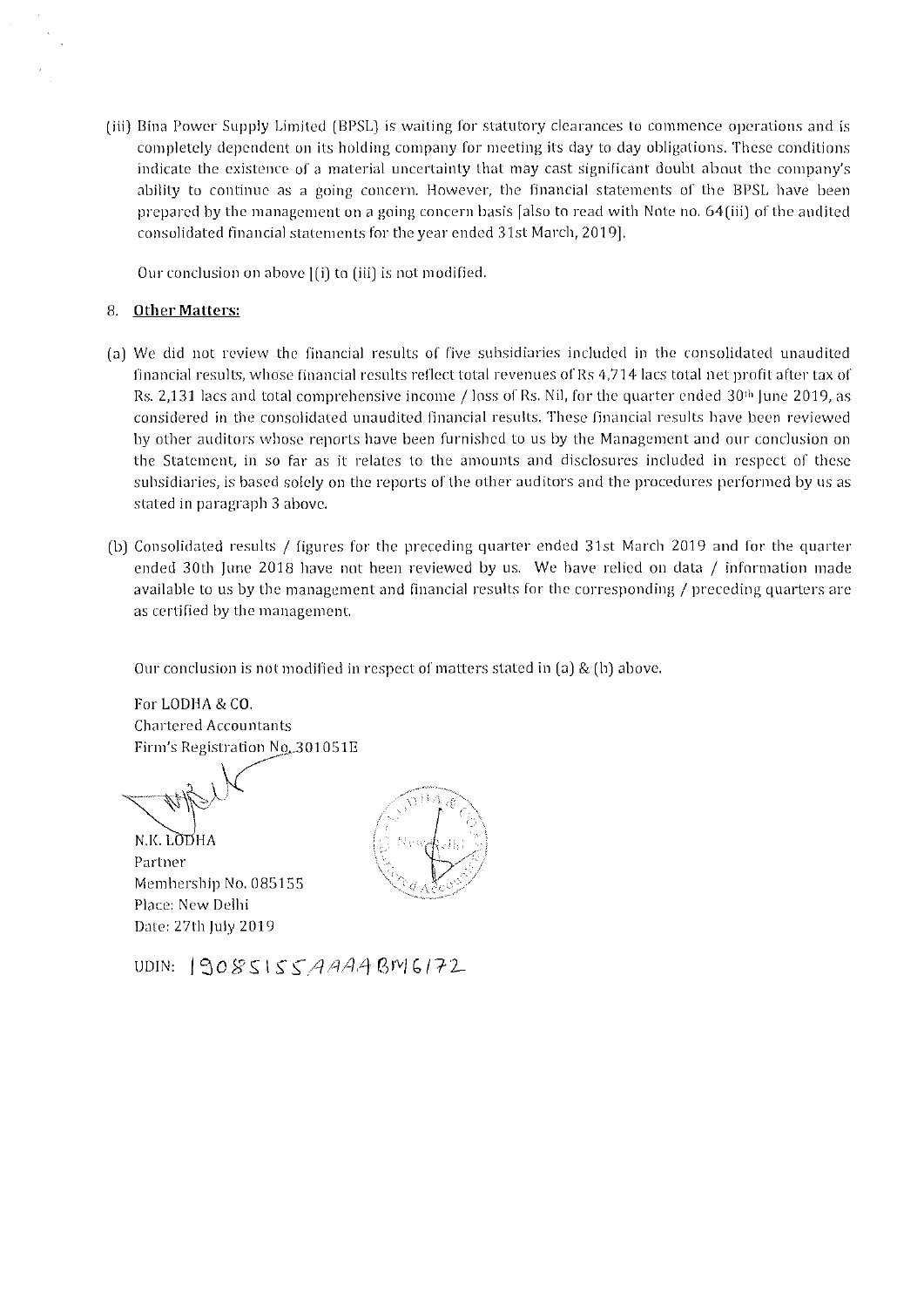(iii) Bina Power Supply Limited (BPSL) is waiting for statutory clearances to commence operations and is completely dependent on its holding company for meeting its day to day obligations. These conditions indicate the existence of a material uncertainty that may cast significant doubt about the company's ability to continue as a going concern. However, the financial statements of the BPSL have been prepared by the management on a going concern basis [also to read with Note no. 64(iii) of the audited consolidated financial statements for the year ended 31st March, 2019].

Our conclusion on above [(i) to (iii) is not modified.

8. **Other Matters:**

(a) We did not review the financial results of five subsidiaries included in the consolidated unaudited financial results, whose financial results reflect total revenues of Rs 4,714 lacs total net profit after tax of Rs. 2,131 lacs and total comprehensive income / loss of Rs. Nil, for the quarter ended 30th June 2019, as considered in the consolidated unaudited financial results. These financial results have been reviewed by other auditors whose reports have been furnished to us by the Management and our conclusion on the Statement, in so far as it relates to the amounts and disclosures included in respect of these subsidiaries, is based solely on the reports of the other auditors and the procedures performed by us as stated in paragraph 3 above.

(b) Consolidated results / figures for the preceding quarter ended 31st March 2019 and for the quarter ended 30th June 2018 have not been reviewed by us. We have relied on data / information made available to us by the management and financial results for the corresponding / preceding quarters are as certified by the management.

Our conclusion is not modified in respect of matters stated in (a) & (b) above.

For LODHA & CO.
Chartered Accountants
Firm's Registration No. 301051E

N.K. LODHA
Partner
Membership No. 085155
Place: New Delhi
Date: 27th July 2019

UDIN: 19085155AAAABM6172